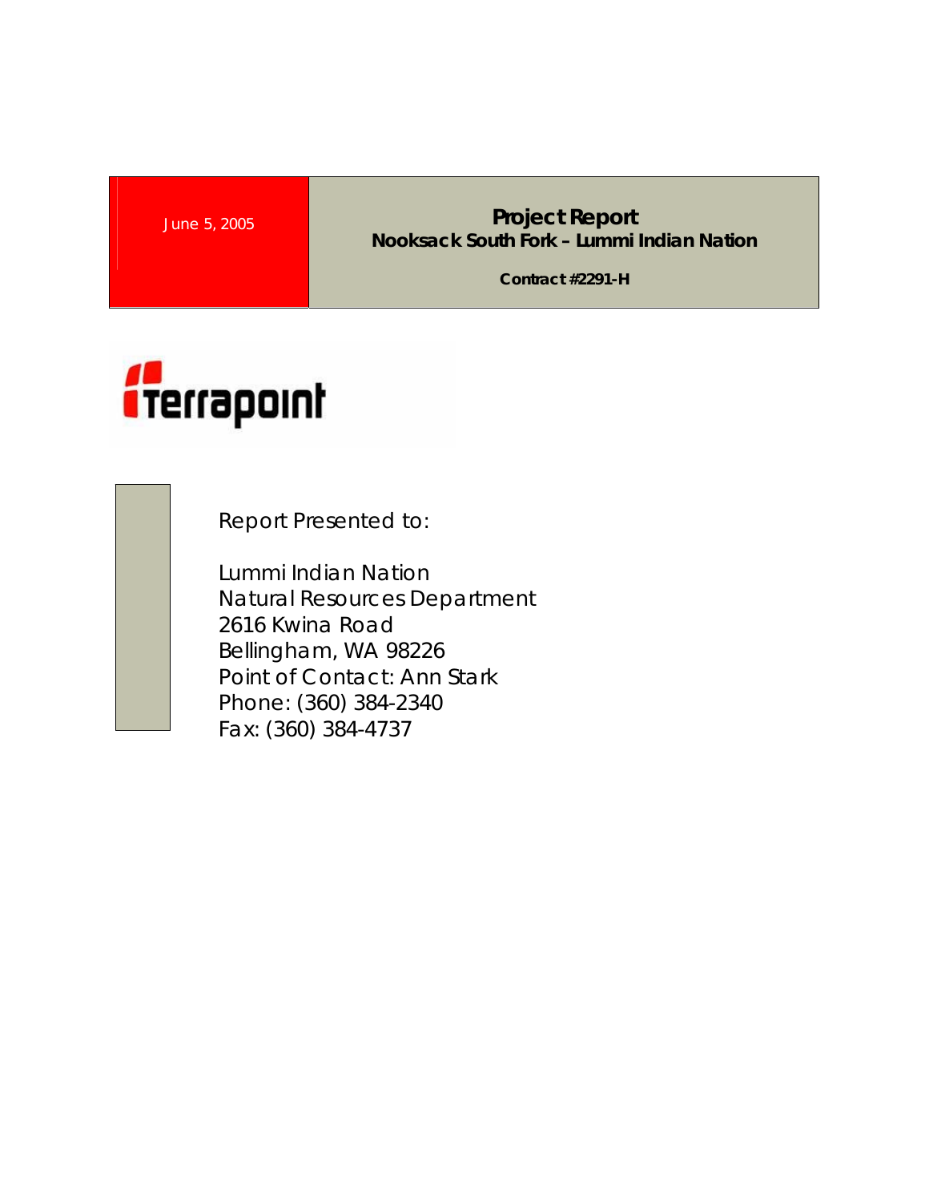June 5, 2005

# Project Report

**Nooksack South Fork – Lummi Indian Nation**

**Contract #2291-H**

Terrapoint

Report Presented to:

Lummi Indian Nation
Natural Resources Department
2616 Kwina Road
Bellingham, WA 98226
Point of Contact: Ann Stark
Phone: (360) 384-2340
Fax: (360) 384-4737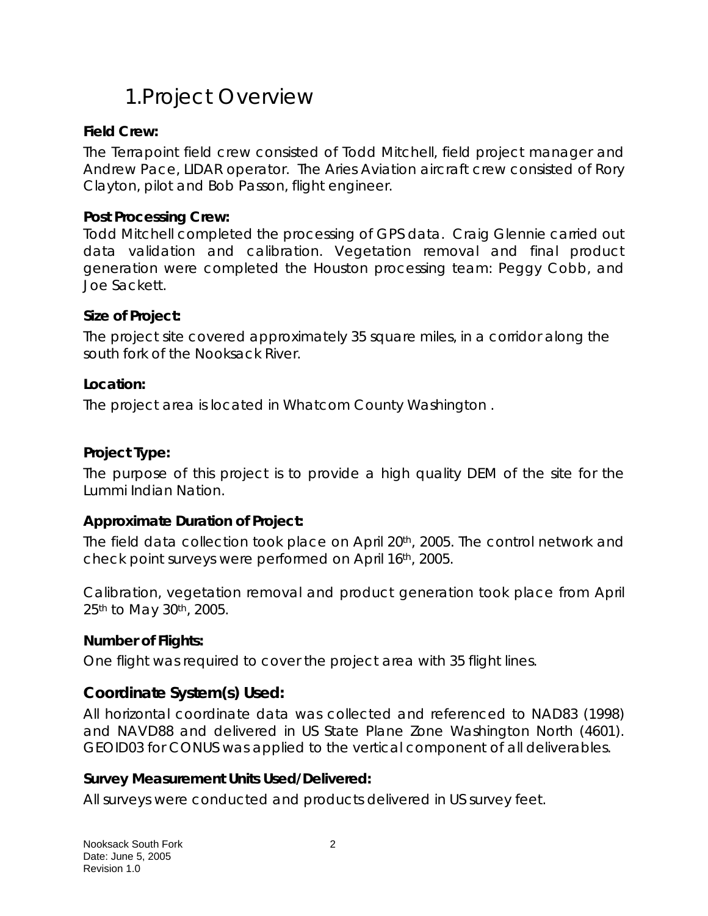# 1.Project Overview

**Field Crew:**

The Terrapoint field crew consisted of Todd Mitchell, field project manager and Andrew Pace, LIDAR operator. The Aries Aviation aircraft crew consisted of Rory Clayton, pilot and Bob Passon, flight engineer.

**Post Processing Crew:**

Todd Mitchell completed the processing of GPS data. Craig Glennie carried out data validation and calibration. Vegetation removal and final product generation were completed the Houston processing team: Peggy Cobb, and Joe Sackett.

**Size of Project:**

The project site covered approximately 35 square miles, in a corridor along the south fork of the Nooksack River.

**Location:**

The project area is located in Whatcom County Washington .

**Project Type:**

The purpose of this project is to provide a high quality DEM of the site for the Lummi Indian Nation.

**Approximate Duration of Project:**

The field data collection took place on April 20th, 2005. The control network and check point surveys were performed on April 16th, 2005.

Calibration, vegetation removal and product generation took place from April 25th to May 30th, 2005.

**Number of Flights:**

One flight was required to cover the project area with 35 flight lines.

## Coordinate System(s) Used:

All horizontal coordinate data was collected and referenced to NAD83 (1998) and NAVD88 and delivered in US State Plane Zone Washington North (4601). GEOID03 for CONUS was applied to the vertical component of all deliverables.

**Survey Measurement Units Used/Delivered:**

All surveys were conducted and products delivered in US survey feet.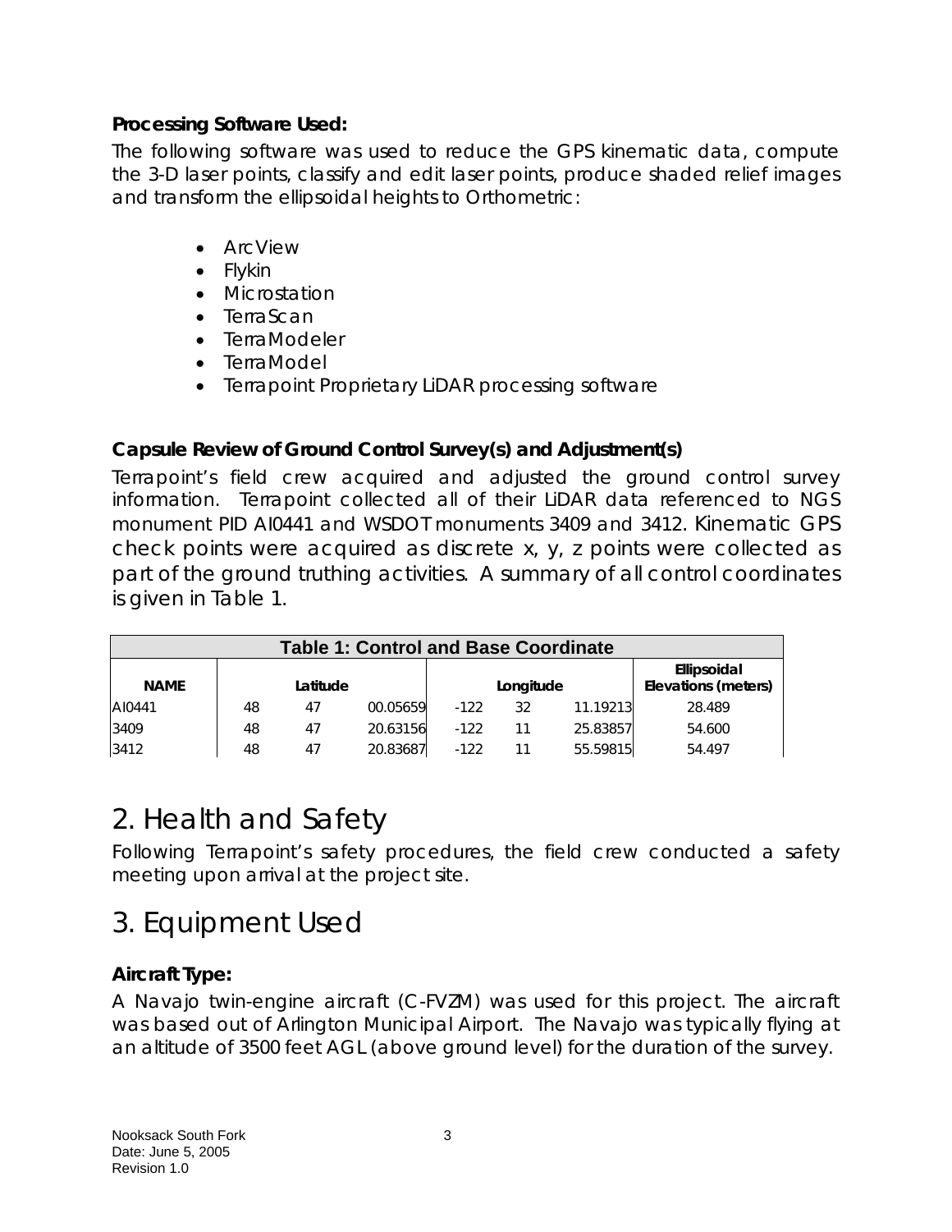**Processing Software Used:**

The following software was used to reduce the GPS kinematic data, compute the 3-D laser points, classify and edit laser points, produce shaded relief images and transform the ellipsoidal heights to Orthometric:

- ArcView
- Flykin
- Microstation
- TerraScan
- TerraModeler
- TerraModel
- Terrapoint Proprietary LiDAR processing software

**Capsule Review of Ground Control Survey(s) and Adjustment(s)**

Terrapoint's field crew acquired and adjusted the ground control survey information. Terrapoint collected all of their LiDAR data referenced to NGS monument PID AI0441 and WSDOT monuments 3409 and 3412. Kinematic GPS check points were acquired as discrete x, y, z points were collected as part of the ground truthing activities. A summary of all control coordinates is given in Table 1.

**Table 1: Control and Base Coordinate**

| NAME | Latitude | | | Longitude | | | Ellipsoidal Elevations (meters) |
|---|---|---|---|---|---|---|---|
| AI0441 | 48 | 47 | 00.05659 | -122 | 32 | 11.19213 | 28.489 |
| 3409 | 48 | 47 | 20.63156 | -122 | 11 | 25.83857 | 54.600 |
| 3412 | 48 | 47 | 20.83687 | -122 | 11 | 55.59815 | 54.497 |

# 2. Health and Safety

Following Terrapoint's safety procedures, the field crew conducted a safety meeting upon arrival at the project site.

# 3. Equipment Used

**Aircraft Type:**

A Navajo twin-engine aircraft (C-FVZM) was used for this project. The aircraft was based out of Arlington Municipal Airport. The Navajo was typically flying at an altitude of 3500 feet AGL (above ground level) for the duration of the survey.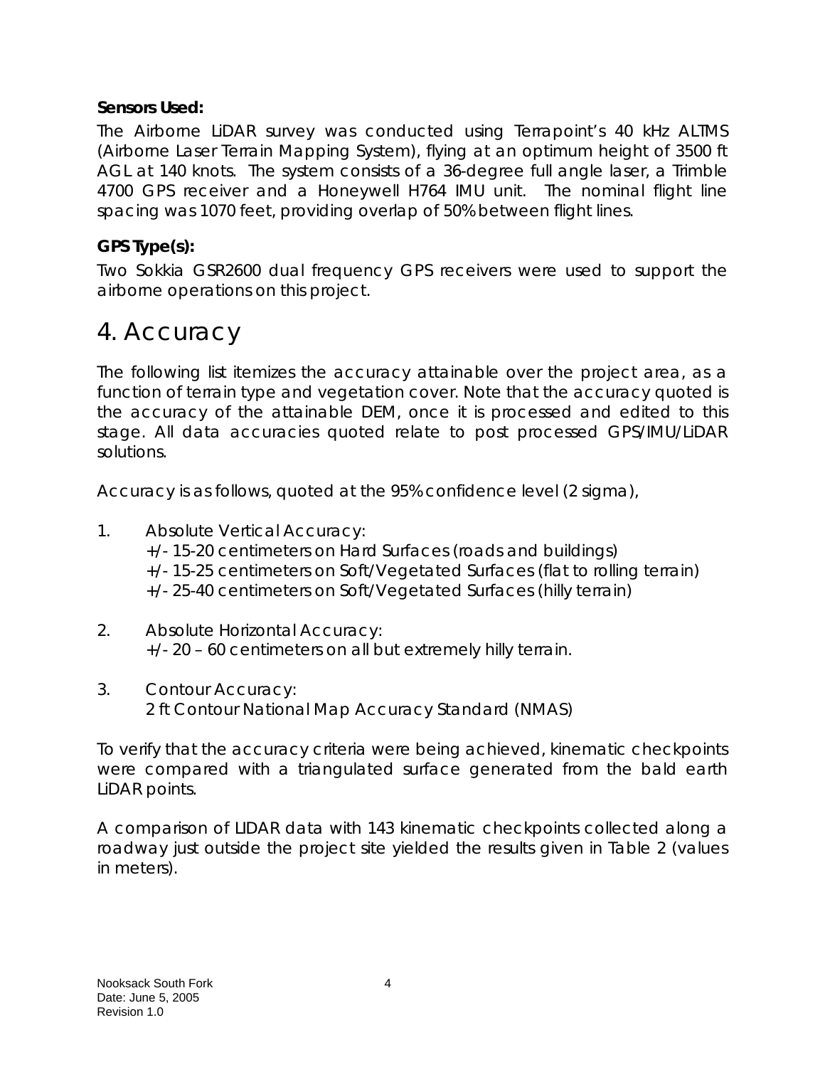**Sensors Used:**

The Airborne LiDAR survey was conducted using Terrapoint's 40 kHz ALTMS (Airborne Laser Terrain Mapping System), flying at an optimum height of 3500 ft AGL at 140 knots. The system consists of a 36-degree full angle laser, a Trimble 4700 GPS receiver and a Honeywell H764 IMU unit. The nominal flight line spacing was 1070 feet, providing overlap of 50% between flight lines.

**GPS Type(s):**

Two Sokkia GSR2600 dual frequency GPS receivers were used to support the airborne operations on this project.

# 4. Accuracy

The following list itemizes the accuracy attainable over the project area, as a function of terrain type and vegetation cover. Note that the accuracy quoted is the accuracy of the attainable DEM, once it is processed and edited to this stage. All data accuracies quoted relate to post processed GPS/IMU/LiDAR solutions.

Accuracy is as follows, quoted at the 95% confidence level (2 sigma),

1. Absolute Vertical Accuracy:
   +/- 15-20 centimeters on Hard Surfaces (roads and buildings)
   +/- 15-25 centimeters on Soft/Vegetated Surfaces (flat to rolling terrain)
   +/- 25-40 centimeters on Soft/Vegetated Surfaces (hilly terrain)

2. Absolute Horizontal Accuracy:
   +/- 20 – 60 centimeters on all but extremely hilly terrain.

3. Contour Accuracy:
   2 ft Contour National Map Accuracy Standard (NMAS)

To verify that the accuracy criteria were being achieved, kinematic checkpoints were compared with a triangulated surface generated from the bald earth LiDAR points.

A comparison of LIDAR data with 143 kinematic checkpoints collected along a roadway just outside the project site yielded the results given in Table 2 (values in meters).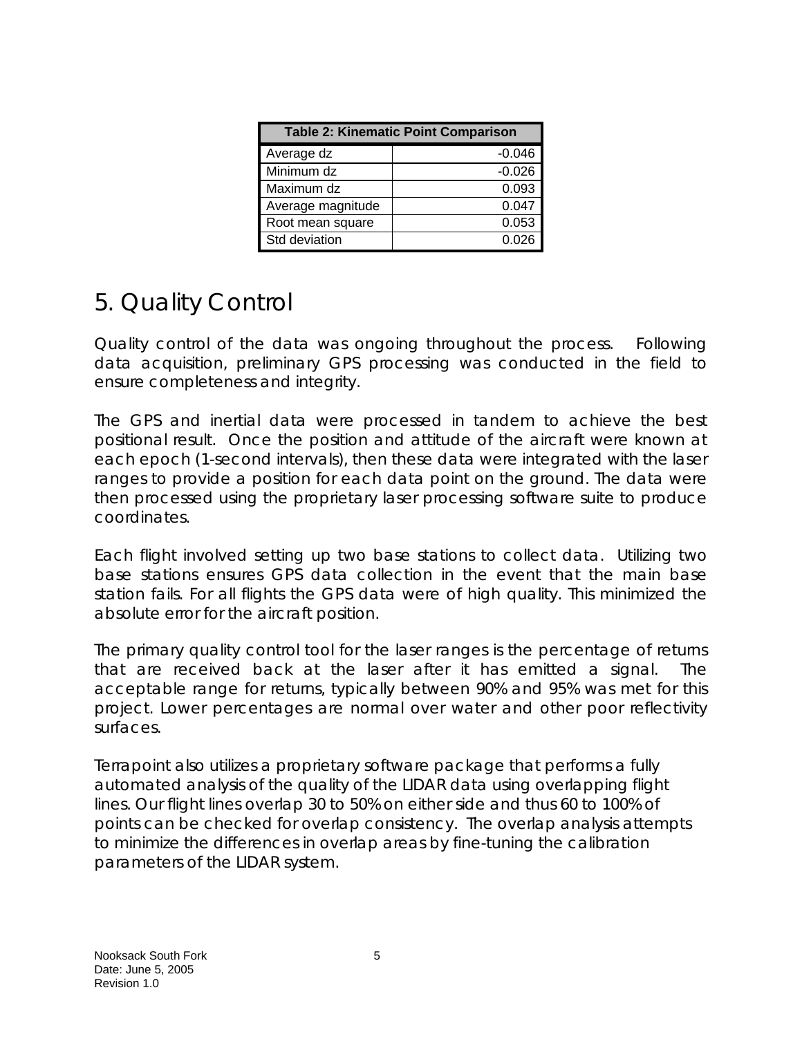| Table 2: Kinematic Point Comparison | |
|---|---|
| Average dz | -0.046 |
| Minimum dz | -0.026 |
| Maximum dz | 0.093 |
| Average magnitude | 0.047 |
| Root mean square | 0.053 |
| Std deviation | 0.026 |

# 5. Quality Control

Quality control of the data was ongoing throughout the process. Following data acquisition, preliminary GPS processing was conducted in the field to ensure completeness and integrity.

The GPS and inertial data were processed in tandem to achieve the best positional result. Once the position and attitude of the aircraft were known at each epoch (1-second intervals), then these data were integrated with the laser ranges to provide a position for each data point on the ground. The data were then processed using the proprietary laser processing software suite to produce coordinates.

Each flight involved setting up two base stations to collect data. Utilizing two base stations ensures GPS data collection in the event that the main base station fails. For all flights the GPS data were of high quality. This minimized the absolute error for the aircraft position.

The primary quality control tool for the laser ranges is the percentage of returns that are received back at the laser after it has emitted a signal. The acceptable range for returns, typically between 90% and 95% was met for this project. Lower percentages are normal over water and other poor reflectivity surfaces.

Terrapoint also utilizes a proprietary software package that performs a fully automated analysis of the quality of the LIDAR data using overlapping flight lines. Our flight lines overlap 30 to 50% on either side and thus 60 to 100% of points can be checked for overlap consistency. The overlap analysis attempts to minimize the differences in overlap areas by fine-tuning the calibration parameters of the LIDAR system.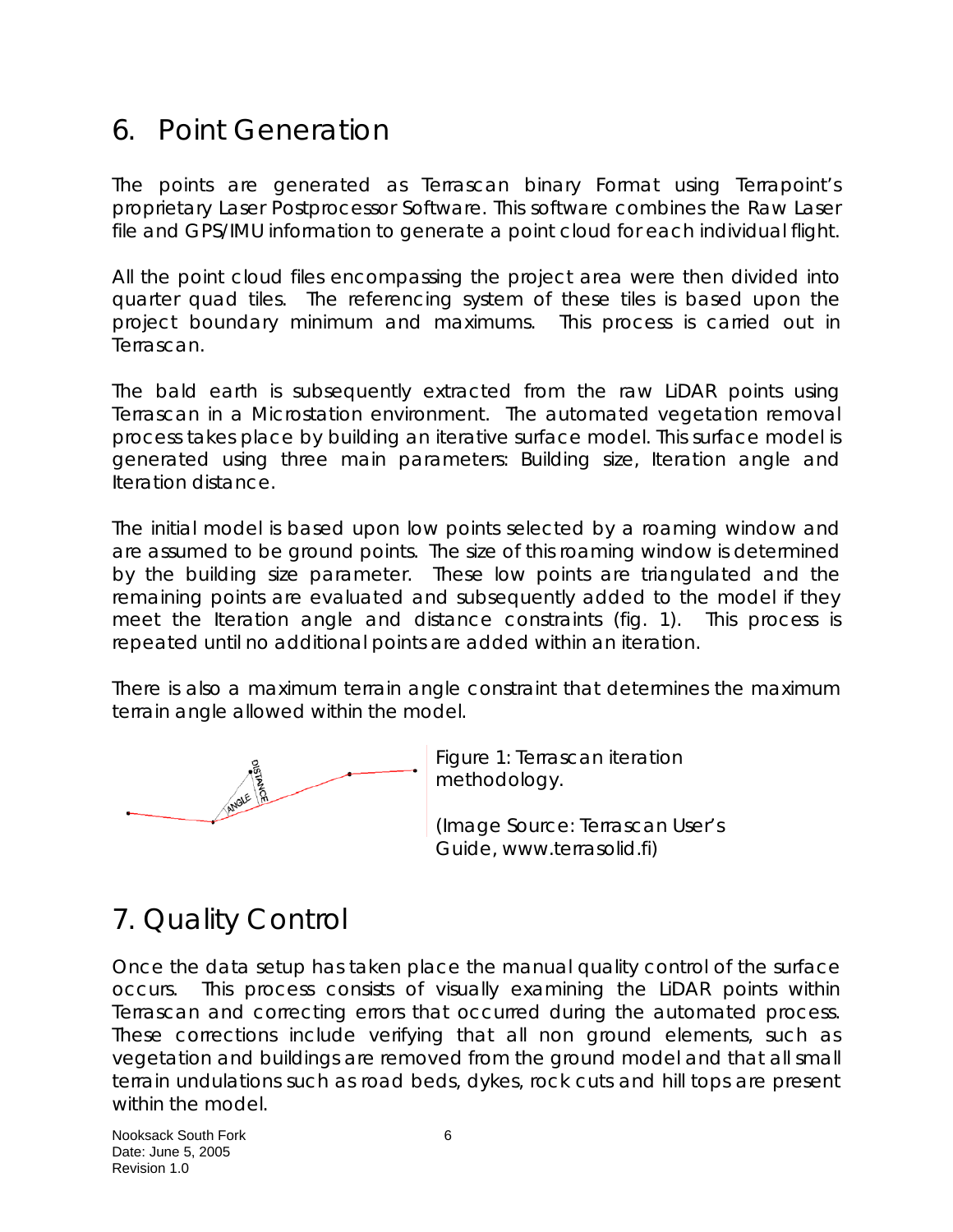# 6. Point Generation

The points are generated as Terrascan binary Format using Terrapoint's proprietary Laser Postprocessor Software. This software combines the Raw Laser file and GPS/IMU information to generate a point cloud for each individual flight.

All the point cloud files encompassing the project area were then divided into quarter quad tiles. The referencing system of these tiles is based upon the project boundary minimum and maximums. This process is carried out in Terrascan.

The bald earth is subsequently extracted from the raw LiDAR points using Terrascan in a Microstation environment. The automated vegetation removal process takes place by building an iterative surface model. This surface model is generated using three main parameters: Building size, Iteration angle and Iteration distance.

The initial model is based upon low points selected by a roaming window and are assumed to be ground points. The size of this roaming window is determined by the building size parameter. These low points are triangulated and the remaining points are evaluated and subsequently added to the model if they meet the Iteration angle and distance constraints (fig. 1). This process is repeated until no additional points are added within an iteration.

There is also a maximum terrain angle constraint that determines the maximum terrain angle allowed within the model.

Figure 1: Terrascan iteration methodology.

(Image Source: Terrascan User's Guide, www.terrasolid.fi)

# 7. Quality Control

Once the data setup has taken place the manual quality control of the surface occurs. This process consists of visually examining the LiDAR points within Terrascan and correcting errors that occurred during the automated process. These corrections include verifying that all non ground elements, such as vegetation and buildings are removed from the ground model and that all small terrain undulations such as road beds, dykes, rock cuts and hill tops are present within the model.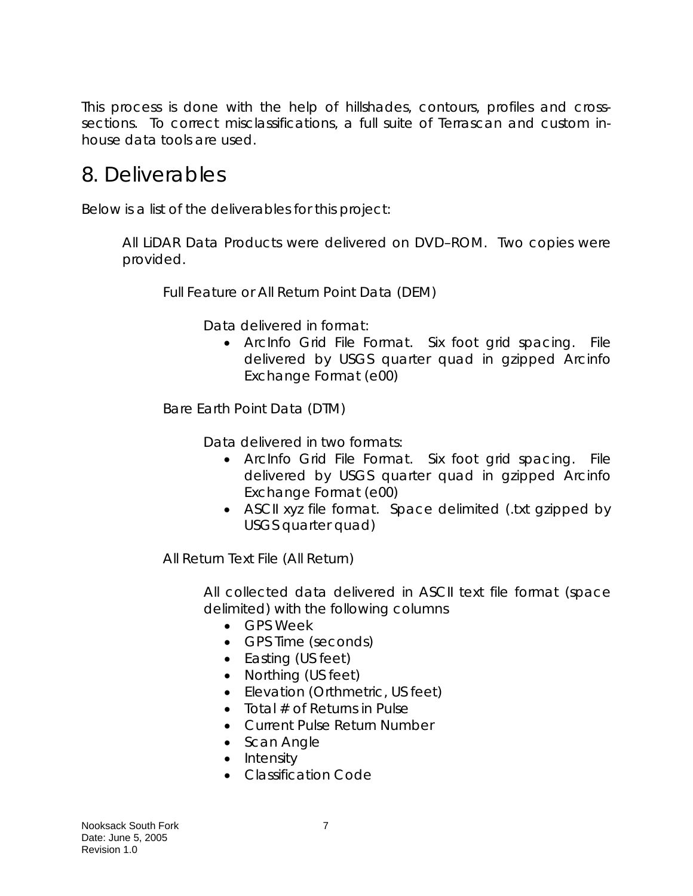This process is done with the help of hillshades, contours, profiles and cross-sections. To correct misclassifications, a full suite of Terrascan and custom in-house data tools are used.

# 8. Deliverables

Below is a list of the deliverables for this project:

All LiDAR Data Products were delivered on DVD–ROM. Two copies were provided.

Full Feature or All Return Point Data (DEM)

Data delivered in format:

- ArcInfo Grid File Format. Six foot grid spacing. File delivered by USGS quarter quad in gzipped ArcInfo Exchange Format (e00)

Bare Earth Point Data (DTM)

Data delivered in two formats:

- ArcInfo Grid File Format. Six foot grid spacing. File delivered by USGS quarter quad in gzipped ArcInfo Exchange Format (e00)
- ASCII xyz file format. Space delimited (.txt gzipped by USGS quarter quad)

All Return Text File (All Return)

All collected data delivered in ASCII text file format (space delimited) with the following columns

- GPS Week
- GPS Time (seconds)
- Easting (US feet)
- Northing (US feet)
- Elevation (Orthmetric, US feet)
- Total # of Returns in Pulse
- Current Pulse Return Number
- Scan Angle
- Intensity
- Classification Code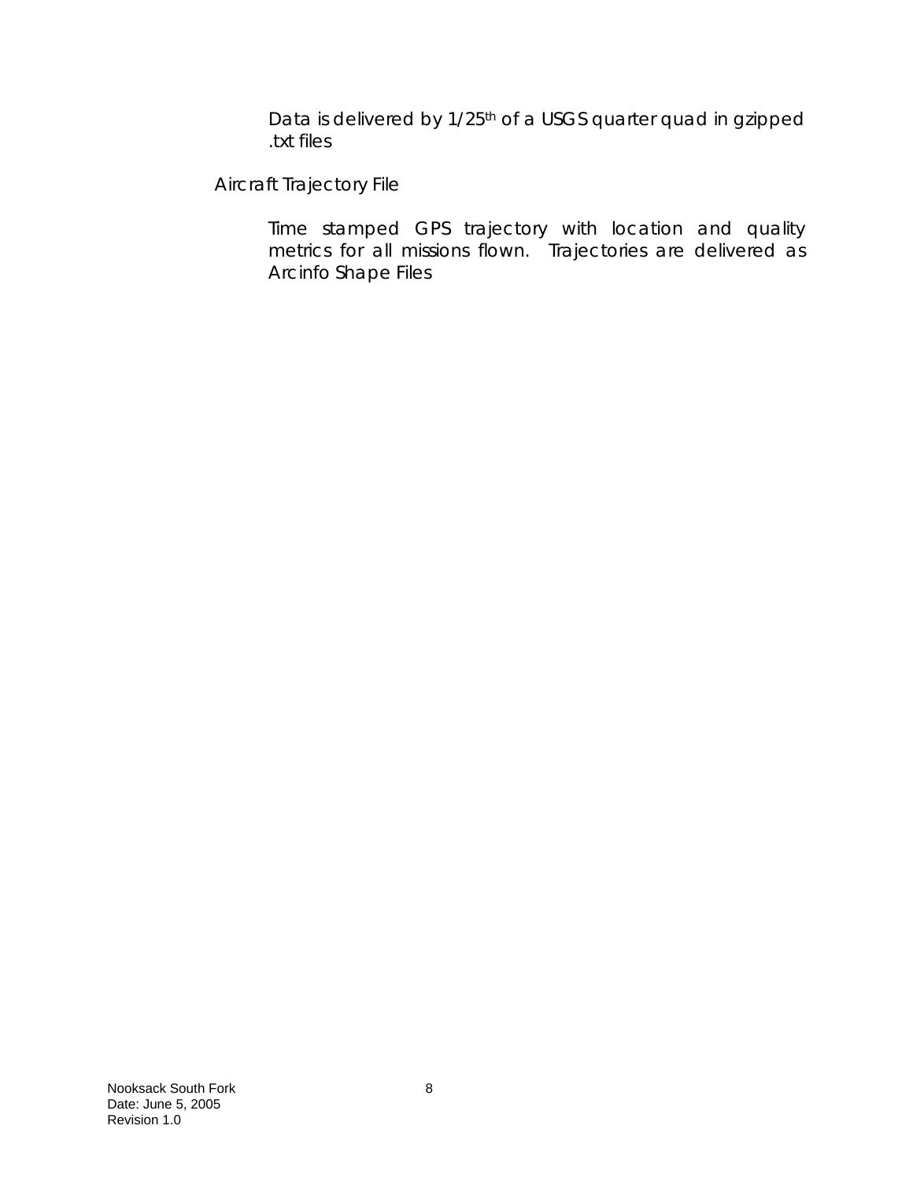Data is delivered by 1/25th of a USGS quarter quad in gzipped .txt files

Aircraft Trajectory File

Time stamped GPS trajectory with location and quality metrics for all missions flown. Trajectories are delivered as Arcinfo Shape Files